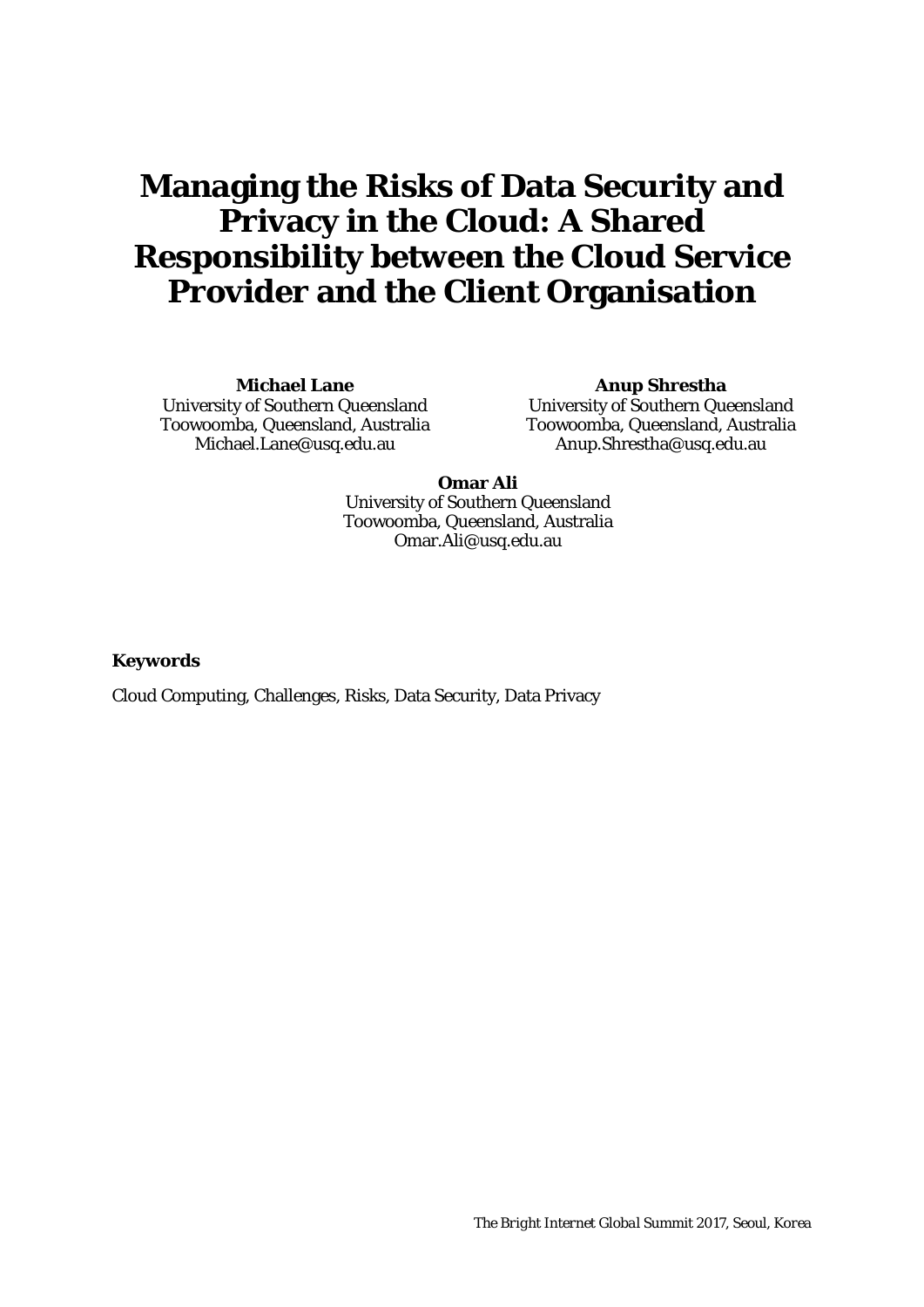# Managing the Risks of Data Security and Privacy in the Cloud: A Shared Responsibility between the Cloud Service Provider and the Client Organisation

**Michael Lane**
University of Southern Queensland
Toowoomba, Queensland, Australia
Michael.Lane@usq.edu.au

**Anup Shrestha**
University of Southern Queensland
Toowoomba, Queensland, Australia
Anup.Shrestha@usq.edu.au

**Omar Ali**
University of Southern Queensland
Toowoomba, Queensland, Australia
Omar.Ali@usq.edu.au

**Keywords**

Cloud Computing, Challenges, Risks, Data Security, Data Privacy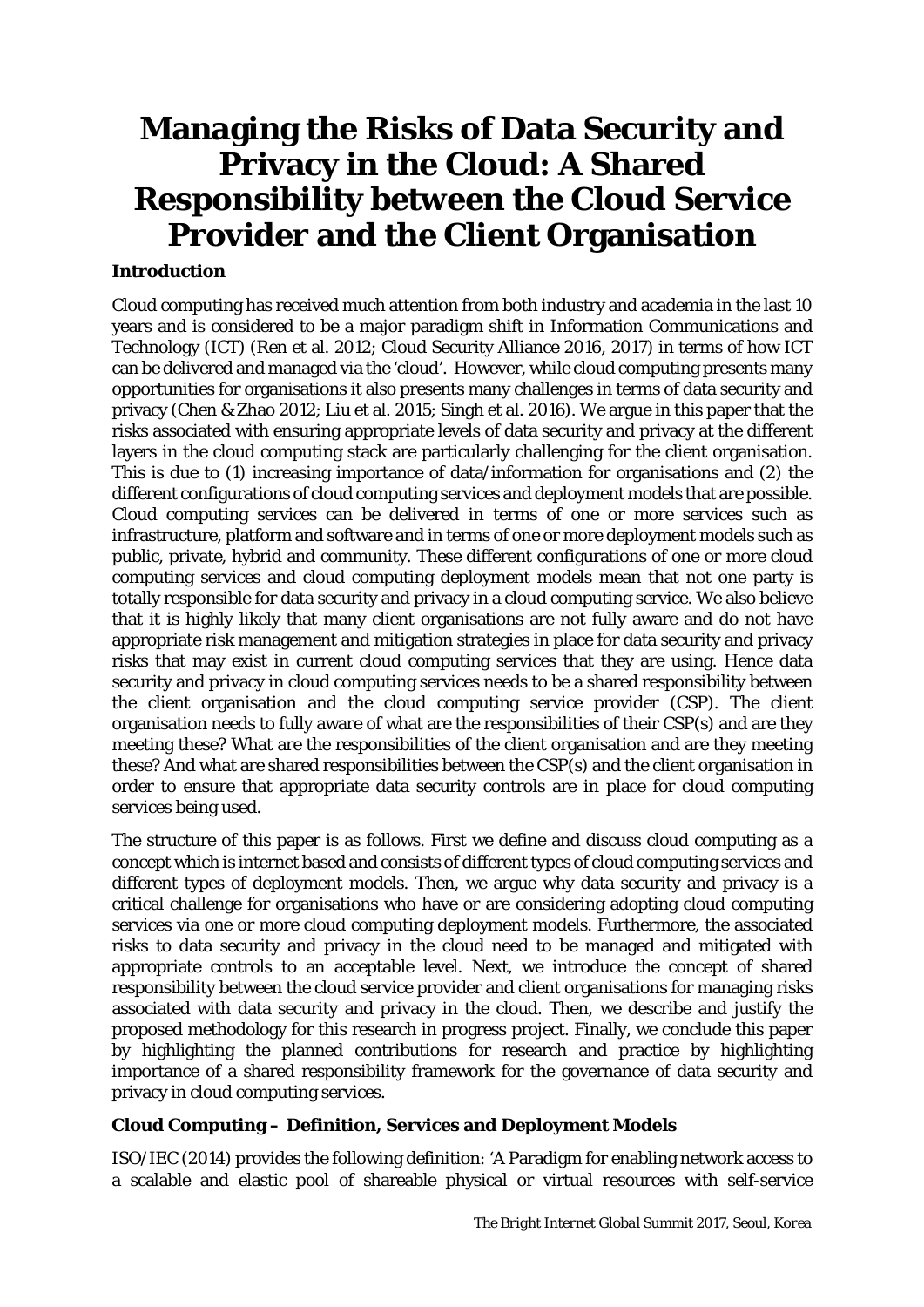# Managing the Risks of Data Security and Privacy in the Cloud: A Shared Responsibility between the Cloud Service Provider and the Client Organisation

**Introduction**

Cloud computing has received much attention from both industry and academia in the last 10 years and is considered to be a major paradigm shift in Information Communications and Technology (ICT) (Ren et al. 2012; Cloud Security Alliance 2016, 2017) in terms of how ICT can be delivered and managed via the 'cloud'. However, while cloud computing presents many opportunities for organisations it also presents many challenges in terms of data security and privacy (Chen & Zhao 2012; Liu et al. 2015; Singh et al. 2016). We argue in this paper that the risks associated with ensuring appropriate levels of data security and privacy at the different layers in the cloud computing stack are particularly challenging for the client organisation. This is due to (1) increasing importance of data/information for organisations and (2) the different configurations of cloud computing services and deployment models that are possible. Cloud computing services can be delivered in terms of one or more services such as infrastructure, platform and software and in terms of one or more deployment models such as public, private, hybrid and community. These different configurations of one or more cloud computing services and cloud computing deployment models mean that not one party is totally responsible for data security and privacy in a cloud computing service. We also believe that it is highly likely that many client organisations are not fully aware and do not have appropriate risk management and mitigation strategies in place for data security and privacy risks that may exist in current cloud computing services that they are using. Hence data security and privacy in cloud computing services needs to be a shared responsibility between the client organisation and the cloud computing service provider (CSP). The client organisation needs to fully aware of what are the responsibilities of their CSP(s) and are they meeting these? What are the responsibilities of the client organisation and are they meeting these? And what are shared responsibilities between the CSP(s) and the client organisation in order to ensure that appropriate data security controls are in place for cloud computing services being used.

The structure of this paper is as follows. First we define and discuss cloud computing as a concept which is internet based and consists of different types of cloud computing services and different types of deployment models. Then, we argue why data security and privacy is a critical challenge for organisations who have or are considering adopting cloud computing services via one or more cloud computing deployment models. Furthermore, the associated risks to data security and privacy in the cloud need to be managed and mitigated with appropriate controls to an acceptable level. Next, we introduce the concept of shared responsibility between the cloud service provider and client organisations for managing risks associated with data security and privacy in the cloud. Then, we describe and justify the proposed methodology for this research in progress project. Finally, we conclude this paper by highlighting the planned contributions for research and practice by highlighting importance of a shared responsibility framework for the governance of data security and privacy in cloud computing services.

**Cloud Computing – Definition, Services and Deployment Models**

ISO/IEC (2014) provides the following definition: 'A Paradigm for enabling network access to a scalable and elastic pool of shareable physical or virtual resources with self-service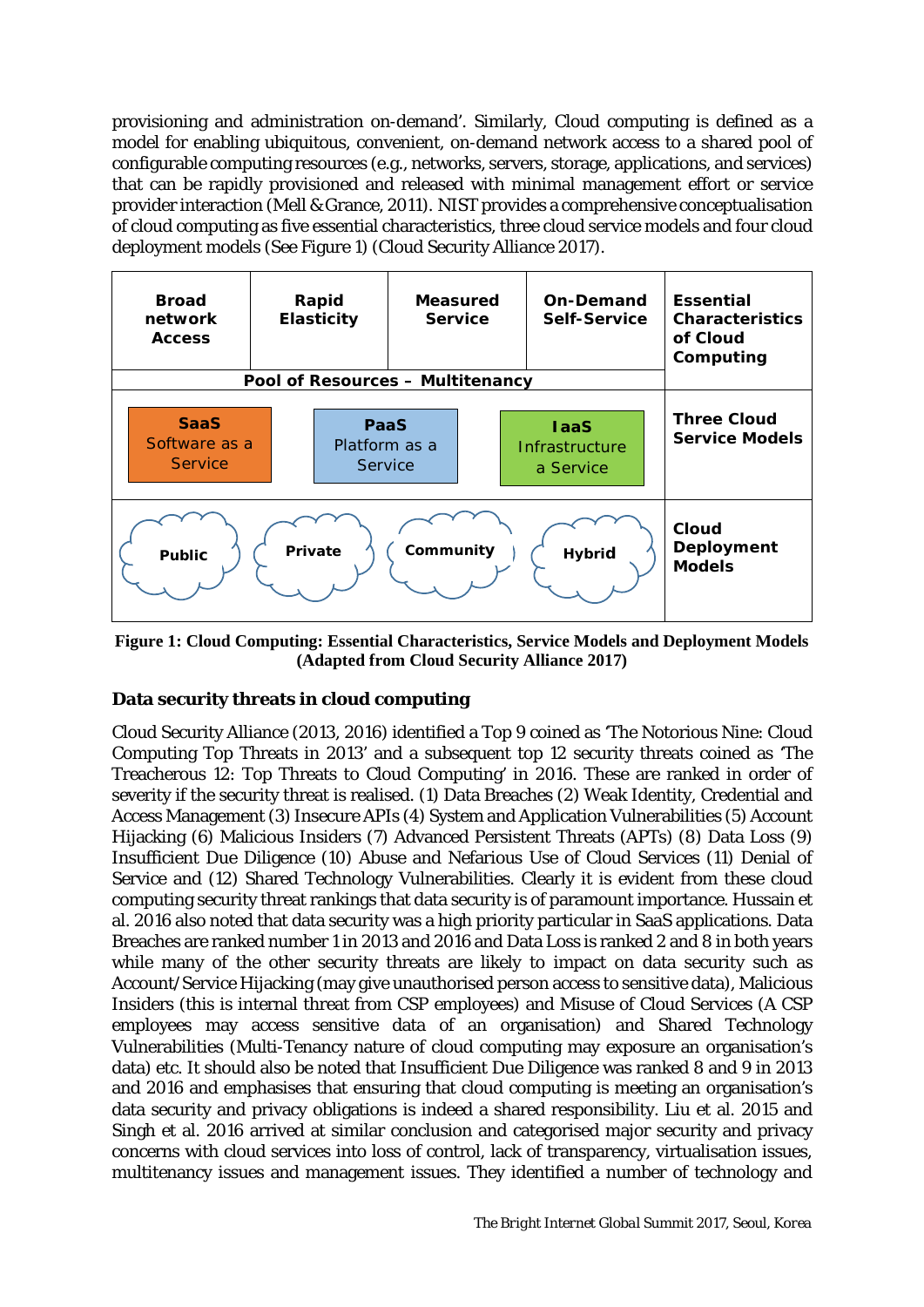provisioning and administration on-demand'. Similarly, Cloud computing is defined as a model for enabling ubiquitous, convenient, on-demand network access to a shared pool of configurable computing resources (e.g., networks, servers, storage, applications, and services) that can be rapidly provisioned and released with minimal management effort or service provider interaction (Mell & Grance, 2011). NIST provides a comprehensive conceptualisation of cloud computing as five essential characteristics, three cloud service models and four cloud deployment models (See Figure 1) (Cloud Security Alliance 2017).

| Broad network Access | Rapid Elasticity | Measured Service | On-Demand Self-Service | Essential Characteristics of Cloud Computing |
|---|---|---|---|---|
| Pool of Resources – Multitenancy | | | | |
| SaaS Software as a Service | PaaS Platform as a Service | IaaS Infrastructure a Service | | Three Cloud Service Models |
| Public | Private | Community | Hybrid | Cloud Deployment Models |

**Figure 1: Cloud Computing: Essential Characteristics, Service Models and Deployment Models (Adapted from Cloud Security Alliance 2017)**

## Data security threats in cloud computing

Cloud Security Alliance (2013, 2016) identified a Top 9 coined as 'The Notorious Nine: Cloud Computing Top Threats in 2013' and a subsequent top 12 security threats coined as 'The Treacherous 12: Top Threats to Cloud Computing' in 2016. These are ranked in order of severity if the security threat is realised. (1) Data Breaches (2) Weak Identity, Credential and Access Management (3) Insecure APIs (4) System and Application Vulnerabilities (5) Account Hijacking (6) Malicious Insiders (7) Advanced Persistent Threats (APTs) (8) Data Loss (9) Insufficient Due Diligence (10) Abuse and Nefarious Use of Cloud Services (11) Denial of Service and (12) Shared Technology Vulnerabilities. Clearly it is evident from these cloud computing security threat rankings that data security is of paramount importance. Hussain et al. 2016 also noted that data security was a high priority particular in SaaS applications. Data Breaches are ranked number 1 in 2013 and 2016 and Data Loss is ranked 2 and 8 in both years while many of the other security threats are likely to impact on data security such as Account/Service Hijacking (may give unauthorised person access to sensitive data), Malicious Insiders (this is internal threat from CSP employees) and Misuse of Cloud Services (A CSP employees may access sensitive data of an organisation) and Shared Technology Vulnerabilities (Multi-Tenancy nature of cloud computing may exposure an organisation's data) etc. It should also be noted that Insufficient Due Diligence was ranked 8 and 9 in 2013 and 2016 and emphasises that ensuring that cloud computing is meeting an organisation's data security and privacy obligations is indeed a shared responsibility. Liu et al. 2015 and Singh et al. 2016 arrived at similar conclusion and categorised major security and privacy concerns with cloud services into loss of control, lack of transparency, virtualisation issues, multitenancy issues and management issues. They identified a number of technology and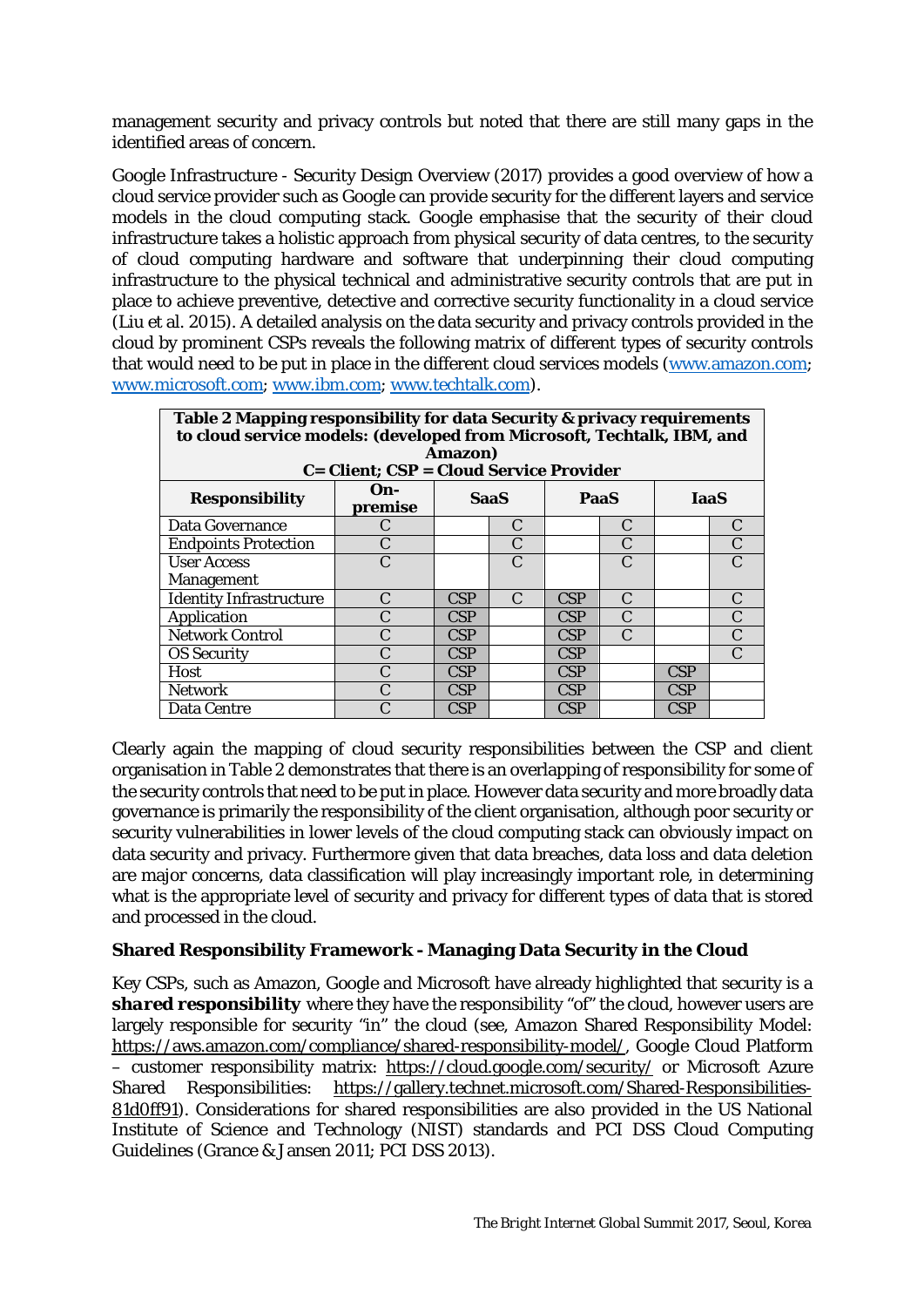management security and privacy controls but noted that there are still many gaps in the identified areas of concern.

Google Infrastructure - Security Design Overview (2017) provides a good overview of how a cloud service provider such as Google can provide security for the different layers and service models in the cloud computing stack. Google emphasise that the security of their cloud infrastructure takes a holistic approach from physical security of data centres, to the security of cloud computing hardware and software that underpinning their cloud computing infrastructure to the physical technical and administrative security controls that are put in place to achieve preventive, detective and corrective security functionality in a cloud service (Liu et al. 2015). A detailed analysis on the data security and privacy controls provided in the cloud by prominent CSPs reveals the following matrix of different types of security controls that would need to be put in place in the different cloud services models (www.amazon.com; www.microsoft.com; www.ibm.com; www.techtalk.com).

**Table 2 Mapping responsibility for data Security & privacy requirements to cloud service models: (developed from Microsoft, Techtalk, IBM, and Amazon)**
**C= Client; CSP = Cloud Service Provider**

| Responsibility | On-premise | SaaS | | PaaS | | IaaS | |
|---|---|---|---|---|---|---|---|
| Data Governance | C | | C | | C | | C |
| Endpoints Protection | C | | C | | C | | C |
| User Access Management | C | | C | | C | | C |
| Identity Infrastructure | C | CSP | C | CSP | C | | C |
| Application | C | CSP | | CSP | C | | C |
| Network Control | C | CSP | | CSP | C | | C |
| OS Security | C | CSP | | CSP | | | C |
| Host | C | CSP | | CSP | | CSP | |
| Network | C | CSP | | CSP | | CSP | |
| Data Centre | C | CSP | | CSP | | CSP | |

Clearly again the mapping of cloud security responsibilities between the CSP and client organisation in Table 2 demonstrates that there is an overlapping of responsibility for some of the security controls that need to be put in place. However data security and more broadly data governance is primarily the responsibility of the client organisation, although poor security or security vulnerabilities in lower levels of the cloud computing stack can obviously impact on data security and privacy. Furthermore given that data breaches, data loss and data deletion are major concerns, data classification will play increasingly important role, in determining what is the appropriate level of security and privacy for different types of data that is stored and processed in the cloud.

### Shared Responsibility Framework - Managing Data Security in the Cloud

Key CSPs, such as Amazon, Google and Microsoft have already highlighted that security is a ***shared responsibility*** where they have the responsibility "of" the cloud, however users are largely responsible for security "in" the cloud (see, Amazon Shared Responsibility Model: https://aws.amazon.com/compliance/shared-responsibility-model/, Google Cloud Platform – customer responsibility matrix: https://cloud.google.com/security/ or Microsoft Azure Shared Responsibilities: https://gallery.technet.microsoft.com/Shared-Responsibilities-81d0ff91). Considerations for shared responsibilities are also provided in the US National Institute of Science and Technology (NIST) standards and PCI DSS Cloud Computing Guidelines (Grance & Jansen 2011; PCI DSS 2013).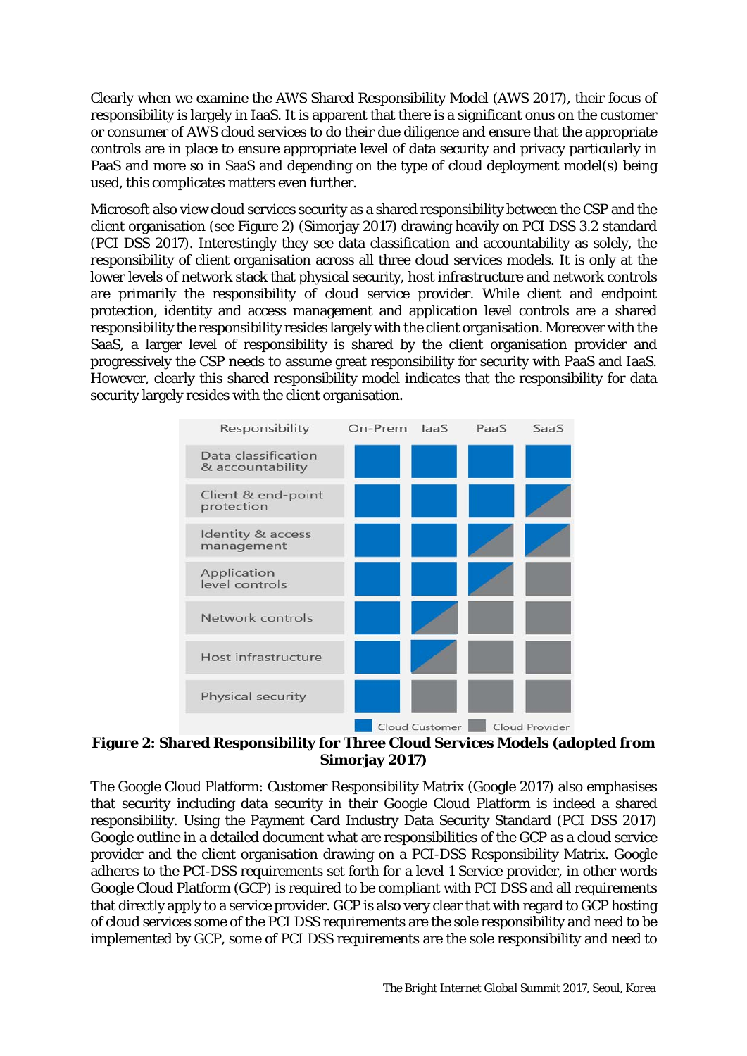Clearly when we examine the AWS Shared Responsibility Model (AWS 2017), their focus of responsibility is largely in IaaS. It is apparent that there is a significant onus on the customer or consumer of AWS cloud services to do their due diligence and ensure that the appropriate controls are in place to ensure appropriate level of data security and privacy particularly in PaaS and more so in SaaS and depending on the type of cloud deployment model(s) being used, this complicates matters even further.

Microsoft also view cloud services security as a shared responsibility between the CSP and the client organisation (see Figure 2) (Simorjay 2017) drawing heavily on PCI DSS 3.2 standard (PCI DSS 2017). Interestingly they see data classification and accountability as solely, the responsibility of client organisation across all three cloud services models. It is only at the lower levels of network stack that physical security, host infrastructure and network controls are primarily the responsibility of cloud service provider. While client and endpoint protection, identity and access management and application level controls are a shared responsibility the responsibility resides largely with the client organisation. Moreover with the SaaS, a larger level of responsibility is shared by the client organisation provider and progressively the CSP needs to assume great responsibility for security with PaaS and IaaS. However, clearly this shared responsibility model indicates that the responsibility for data security largely resides with the client organisation.

| Responsibility | On-Prem | IaaS | PaaS | SaaS |
|---|---|---|---|---|
| Data classification & accountability | Cloud Customer | Cloud Customer | Cloud Customer | Cloud Customer |
| Client & end-point protection | Cloud Customer | Cloud Customer | Cloud Customer | Cloud Customer / Cloud Provider |
| Identity & access management | Cloud Customer | Cloud Customer | Cloud Customer / Cloud Provider | Cloud Customer / Cloud Provider |
| Application level controls | Cloud Customer | Cloud Customer | Cloud Customer / Cloud Provider | Cloud Provider |
| Network controls | Cloud Customer | Cloud Customer / Cloud Provider | Cloud Provider | Cloud Provider |
| Host infrastructure | Cloud Customer | Cloud Customer / Cloud Provider | Cloud Provider | Cloud Provider |
| Physical security | Cloud Customer | Cloud Provider | Cloud Provider | Cloud Provider |

**Figure 2: Shared Responsibility for Three Cloud Services Models (adopted from Simorjay 2017)**

The Google Cloud Platform: Customer Responsibility Matrix (Google 2017) also emphasises that security including data security in their Google Cloud Platform is indeed a shared responsibility. Using the Payment Card Industry Data Security Standard (PCI DSS 2017) Google outline in a detailed document what are responsibilities of the GCP as a cloud service provider and the client organisation drawing on a PCI-DSS Responsibility Matrix. Google adheres to the PCI-DSS requirements set forth for a level 1 Service provider, in other words Google Cloud Platform (GCP) is required to be compliant with PCI DSS and all requirements that directly apply to a service provider. GCP is also very clear that with regard to GCP hosting of cloud services some of the PCI DSS requirements are the sole responsibility and need to be implemented by GCP, some of PCI DSS requirements are the sole responsibility and need to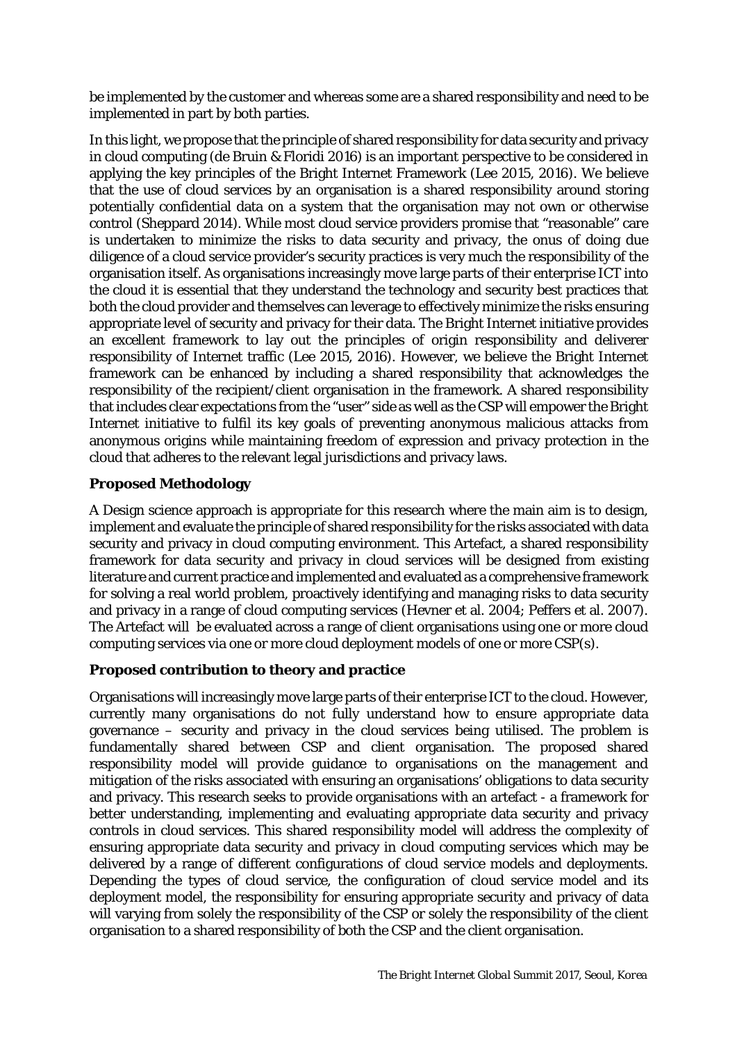be implemented by the customer and whereas some are a shared responsibility and need to be implemented in part by both parties.

In this light, we propose that the principle of shared responsibility for data security and privacy in cloud computing (de Bruin & Floridi 2016) is an important perspective to be considered in applying the key principles of the Bright Internet Framework (Lee 2015, 2016). We believe that the use of cloud services by an organisation is a shared responsibility around storing potentially confidential data on a system that the organisation may not own or otherwise control (Sheppard 2014). While most cloud service providers promise that "reasonable" care is undertaken to minimize the risks to data security and privacy, the onus of doing due diligence of a cloud service provider's security practices is very much the responsibility of the organisation itself. As organisations increasingly move large parts of their enterprise ICT into the cloud it is essential that they understand the technology and security best practices that both the cloud provider and themselves can leverage to effectively minimize the risks ensuring appropriate level of security and privacy for their data. The Bright Internet initiative provides an excellent framework to lay out the principles of origin responsibility and deliverer responsibility of Internet traffic (Lee 2015, 2016). However, we believe the Bright Internet framework can be enhanced by including a shared responsibility that acknowledges the responsibility of the recipient/client organisation in the framework. A shared responsibility that includes clear expectations from the "user" side as well as the CSP will empower the Bright Internet initiative to fulfil its key goals of preventing anonymous malicious attacks from anonymous origins while maintaining freedom of expression and privacy protection in the cloud that adheres to the relevant legal jurisdictions and privacy laws.

## Proposed Methodology

A Design science approach is appropriate for this research where the main aim is to design, implement and evaluate the principle of shared responsibility for the risks associated with data security and privacy in cloud computing environment. This Artefact, a shared responsibility framework for data security and privacy in cloud services will be designed from existing literature and current practice and implemented and evaluated as a comprehensive framework for solving a real world problem, proactively identifying and managing risks to data security and privacy in a range of cloud computing services (Hevner et al. 2004; Peffers et al. 2007). The Artefact will be evaluated across a range of client organisations using one or more cloud computing services via one or more cloud deployment models of one or more CSP(s).

## Proposed contribution to theory and practice

Organisations will increasingly move large parts of their enterprise ICT to the cloud. However, currently many organisations do not fully understand how to ensure appropriate data governance – security and privacy in the cloud services being utilised. The problem is fundamentally shared between CSP and client organisation. The proposed shared responsibility model will provide guidance to organisations on the management and mitigation of the risks associated with ensuring an organisations' obligations to data security and privacy. This research seeks to provide organisations with an artefact - a framework for better understanding, implementing and evaluating appropriate data security and privacy controls in cloud services. This shared responsibility model will address the complexity of ensuring appropriate data security and privacy in cloud computing services which may be delivered by a range of different configurations of cloud service models and deployments. Depending the types of cloud service, the configuration of cloud service model and its deployment model, the responsibility for ensuring appropriate security and privacy of data will varying from solely the responsibility of the CSP or solely the responsibility of the client organisation to a shared responsibility of both the CSP and the client organisation.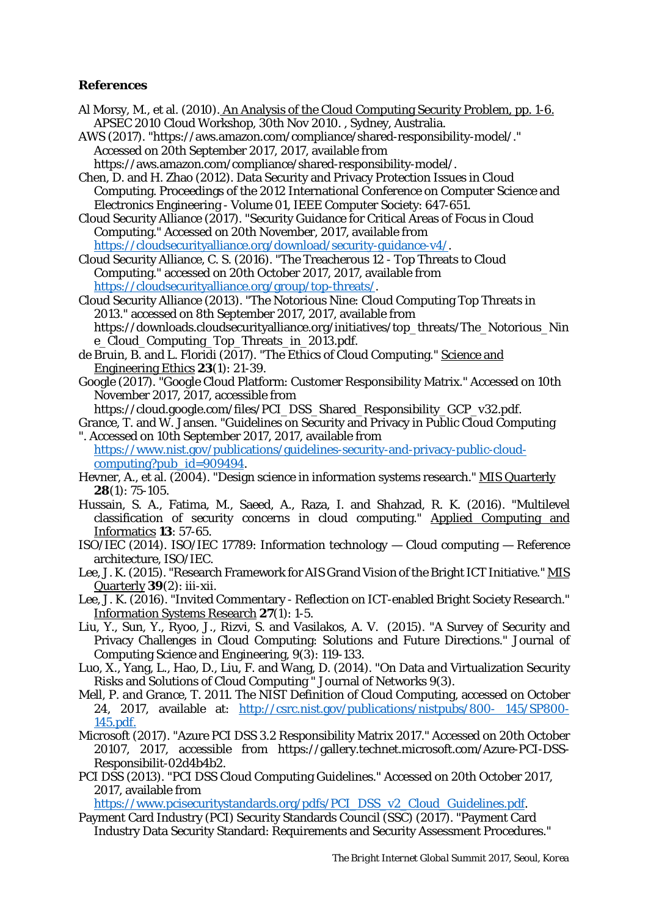**References**

Al Morsy, M., et al. (2010). An Analysis of the Cloud Computing Security Problem, pp. 1-6. APSEC 2010 Cloud Workshop, 30th Nov 2010. , Sydney, Australia.

AWS (2017). "https://aws.amazon.com/compliance/shared-responsibility-model/." Accessed on 20th September 2017, 2017, available from https://aws.amazon.com/compliance/shared-responsibility-model/.

Chen, D. and H. Zhao (2012). Data Security and Privacy Protection Issues in Cloud Computing. Proceedings of the 2012 International Conference on Computer Science and Electronics Engineering - Volume 01, IEEE Computer Society: 647-651.

Cloud Security Alliance (2017). "Security Guidance for Critical Areas of Focus in Cloud Computing." Accessed on 20th November, 2017, available from https://cloudsecurityalliance.org/download/security-guidance-v4/.

Cloud Security Alliance, C. S. (2016). "The Treacherous 12 - Top Threats to Cloud Computing." accessed on 20th October 2017, 2017, available from https://cloudsecurityalliance.org/group/top-threats/.

Cloud Security Alliance (2013). "The Notorious Nine: Cloud Computing Top Threats in 2013." accessed on 8th September 2017, 2017, available from https://downloads.cloudsecurityalliance.org/initiatives/top_threats/The_Notorious_Nine_Cloud_Computing_Top_Threats_in_2013.pdf.

de Bruin, B. and L. Floridi (2017). "The Ethics of Cloud Computing." Science and Engineering Ethics **23**(1): 21-39.

Google (2017). "Google Cloud Platform: Customer Responsibility Matrix." Accessed on 10th November 2017, 2017, accessible from https://cloud.google.com/files/PCI_DSS_Shared_Responsibility_GCP_v32.pdf.

Grance, T. and W. Jansen. "Guidelines on Security and Privacy in Public Cloud Computing ". Accessed on 10th September 2017, 2017, available from https://www.nist.gov/publications/guidelines-security-and-privacy-public-cloud-computing?pub_id=909494.

Hevner, A., et al. (2004). "Design science in information systems research." MIS Quarterly **28**(1): 75-105.

Hussain, S. A., Fatima, M., Saeed, A., Raza, I. and Shahzad, R. K. (2016). "Multilevel classification of security concerns in cloud computing." Applied Computing and Informatics **13**: 57-65.

ISO/IEC (2014). ISO/IEC 17789: Information technology — Cloud computing — Reference architecture, ISO/IEC.

Lee, J. K. (2015). "Research Framework for AIS Grand Vision of the Bright ICT Initiative." MIS Quarterly **39**(2): iii-xii.

Lee, J. K. (2016). "Invited Commentary - Reflection on ICT-enabled Bright Society Research." Information Systems Research **27**(1): 1-5.

Liu, Y., Sun, Y., Ryoo, J., Rizvi, S. and Vasilakos, A. V. (2015). "A Survey of Security and Privacy Challenges in Cloud Computing: Solutions and Future Directions." Journal of Computing Science and Engineering, 9(3): 119-133.

Luo, X., Yang, L., Hao, D., Liu, F. and Wang, D. (2014). "On Data and Virtualization Security Risks and Solutions of Cloud Computing " Journal of Networks 9(3).

Mell, P. and Grance, T. 2011. The NIST Definition of Cloud Computing, accessed on October 24, 2017, available at: http://csrc.nist.gov/publications/nistpubs/800- 145/SP800-145.pdf.

Microsoft (2017). "Azure PCI DSS 3.2 Responsibility Matrix 2017." Accessed on 20th October 20107, 2017, accessible from https://gallery.technet.microsoft.com/Azure-PCI-DSS-Responsibilit-02d4b4b2.

PCI DSS (2013). "PCI DSS Cloud Computing Guidelines." Accessed on 20th October 2017, 2017, available from https://www.pcisecuritystandards.org/pdfs/PCI_DSS_v2_Cloud_Guidelines.pdf.

Payment Card Industry (PCI) Security Standards Council (SSC) (2017). "Payment Card Industry Data Security Standard: Requirements and Security Assessment Procedures."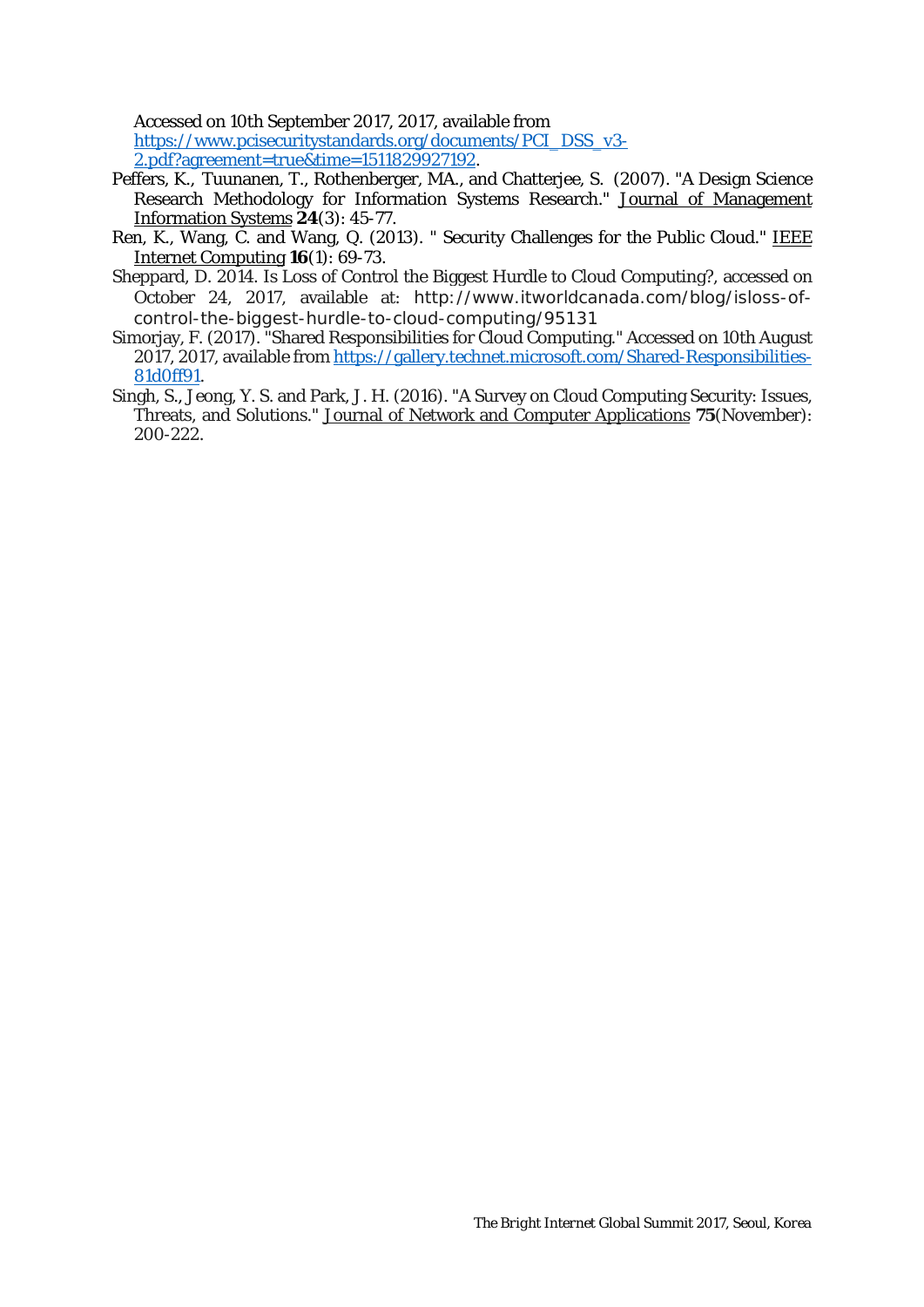Accessed on 10th September 2017, 2017, available from https://www.pcisecuritystandards.org/documents/PCI_DSS_v3-2.pdf?agreement=true&time=1511829927192.

Peffers, K., Tuunanen, T., Rothenberger, MA., and Chatterjee, S. (2007). "A Design Science Research Methodology for Information Systems Research." Journal of Management Information Systems **24**(3): 45-77.

Ren, K., Wang, C. and Wang, Q. (2013). " Security Challenges for the Public Cloud." IEEE Internet Computing **16**(1): 69-73.

Sheppard, D. 2014. Is Loss of Control the Biggest Hurdle to Cloud Computing?, accessed on October 24, 2017, available at: http://www.itworldcanada.com/blog/isloss-of-control-the-biggest-hurdle-to-cloud-computing/95131

Simorjay, F. (2017). "Shared Responsibilities for Cloud Computing." Accessed on 10th August 2017, 2017, available from https://gallery.technet.microsoft.com/Shared-Responsibilities-81d0ff91.

Singh, S., Jeong, Y. S. and Park, J. H. (2016). "A Survey on Cloud Computing Security: Issues, Threats, and Solutions." Journal of Network and Computer Applications **75**(November): 200-222.